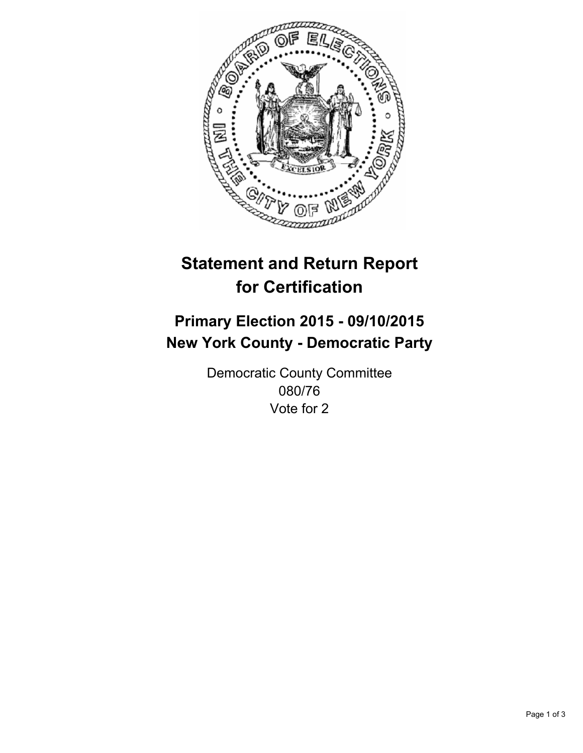# Statement and Return Report for Certification

## Primary Election 2015 - 09/10/2015
## New York County - Democratic Party

Democratic County Committee
080/76
Vote for 2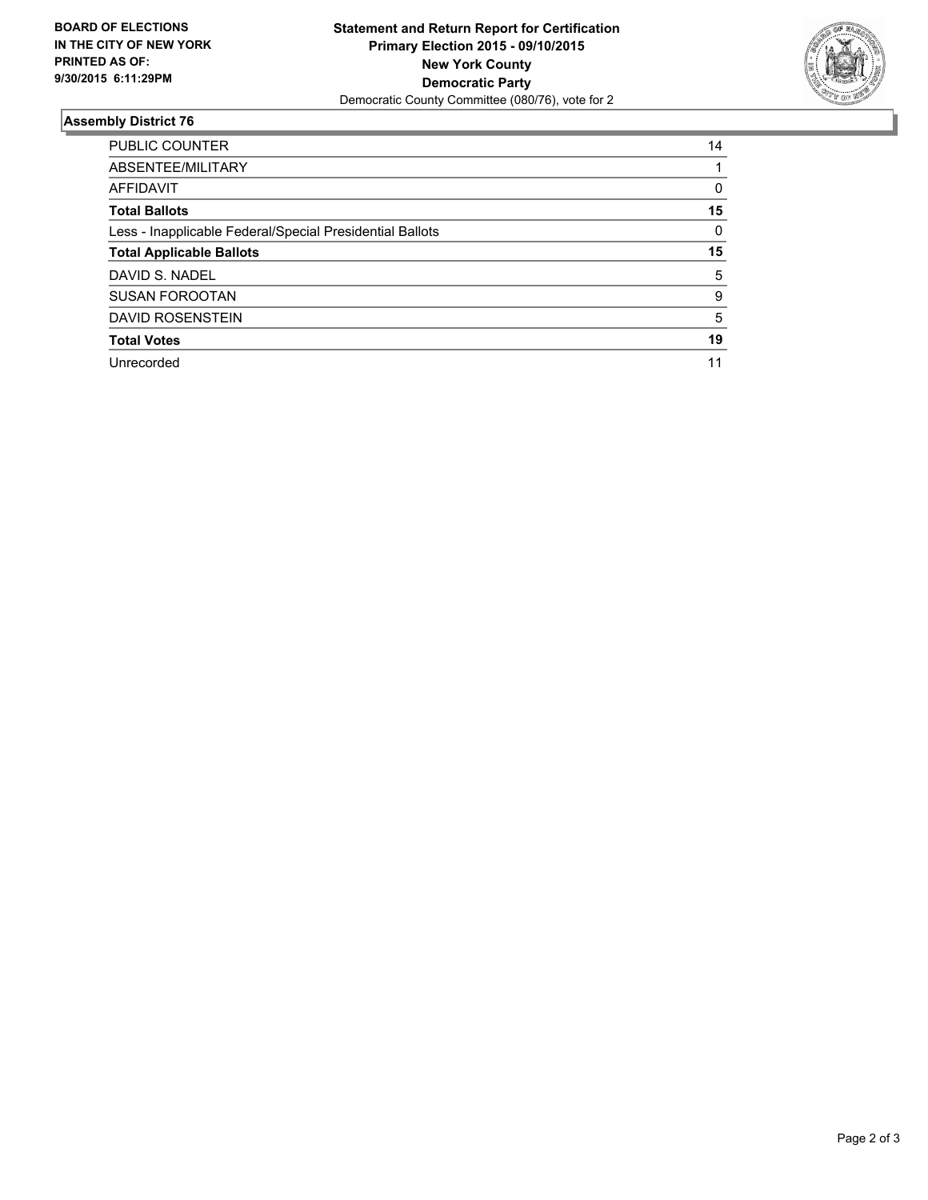**BOARD OF ELECTIONS IN THE CITY OF NEW YORK PRINTED AS OF: 9/30/2015 6:11:29PM**

**Statement and Return Report for Certification**
**Primary Election 2015 - 09/10/2015**
**New York County**
**Democratic Party**
Democratic County Committee (080/76), vote for 2

### Assembly District 76

| | |
|---|---|
| PUBLIC COUNTER | 14 |
| ABSENTEE/MILITARY | 1 |
| AFFIDAVIT | 0 |
| **Total Ballots** | **15** |
| Less - Inapplicable Federal/Special Presidential Ballots | 0 |
| **Total Applicable Ballots** | **15** |
| DAVID S. NADEL | 5 |
| SUSAN FOROOTAN | 9 |
| DAVID ROSENSTEIN | 5 |
| **Total Votes** | **19** |
| Unrecorded | 11 |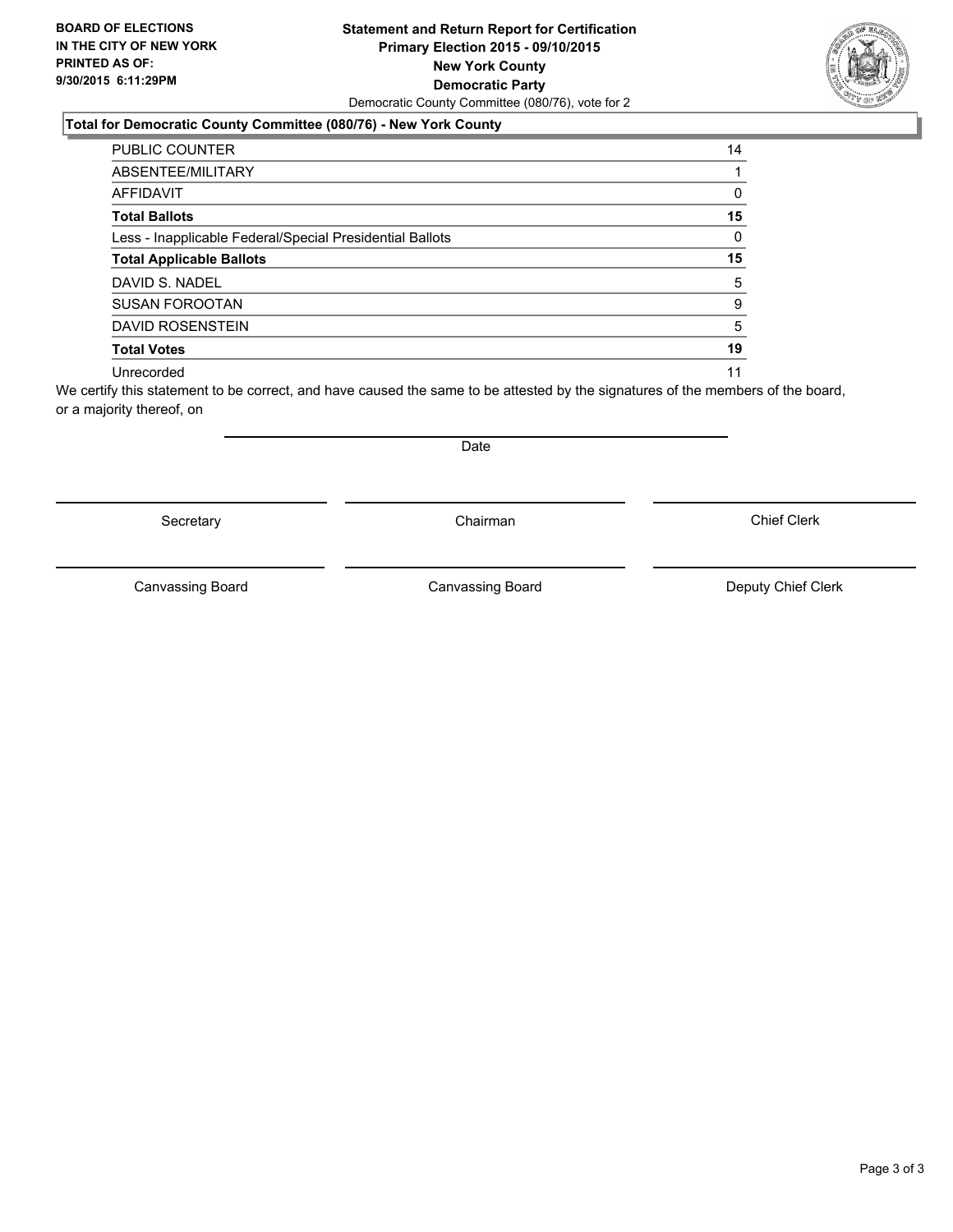**BOARD OF ELECTIONS IN THE CITY OF NEW YORK PRINTED AS OF: 9/30/2015 6:11:29PM**

**Statement and Return Report for Certification**
**Primary Election 2015 - 09/10/2015**
**New York County**
**Democratic Party**
Democratic County Committee (080/76), vote for 2

### Total for Democratic County Committee (080/76) - New York County

| | |
|---|---|
| PUBLIC COUNTER | 14 |
| ABSENTEE/MILITARY | 1 |
| AFFIDAVIT | 0 |
| **Total Ballots** | **15** |
| Less - Inapplicable Federal/Special Presidential Ballots | 0 |
| **Total Applicable Ballots** | **15** |
| DAVID S. NADEL | 5 |
| SUSAN FOROOTAN | 9 |
| DAVID ROSENSTEIN | 5 |
| **Total Votes** | **19** |
| Unrecorded | 11 |

We certify this statement to be correct, and have caused the same to be attested by the signatures of the members of the board, or a majority thereof, on

Date

Secretary

Chairman

Chief Clerk

Canvassing Board

Canvassing Board

Deputy Chief Clerk